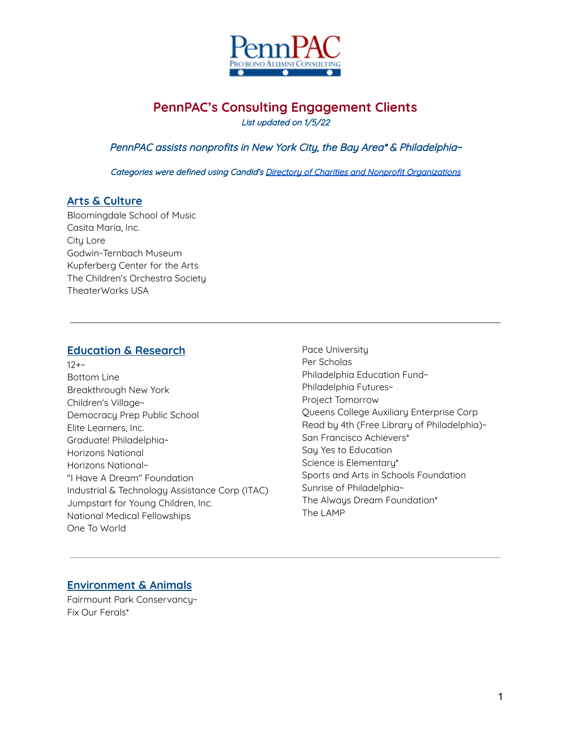# PennPAC's Consulting Engagement Clients

*List updated on 1/5/22*

*PennPAC assists nonprofits in New York City, the Bay Area* & Philadelphia~*

*Categories were defined using Candid's [Directory of Charities and Nonprofit Organizations]()*

## Arts & Culture

Bloomingdale School of Music
Casita Maria, Inc.
City Lore
Godwin-Ternbach Museum
Kupferberg Center for the Arts
The Children's Orchestra Society
TheaterWorks USA

---

## Education & Research

12+~
Bottom Line
Breakthrough New York
Children's Village~
Democracy Prep Public School
Elite Learners, Inc.
Graduate! Philadelphia~
Horizons National
Horizons National~
"I Have A Dream" Foundation
Industrial & Technology Assistance Corp (ITAC)
Jumpstart for Young Children, Inc.
National Medical Fellowships
One To World
Pace University
Per Scholas
Philadelphia Education Fund~
Philadelphia Futures~
Project Tomorrow
Queens College Auxiliary Enterprise Corp
Read by 4th (Free Library of Philadelphia)~
San Francisco Achievers*
Say Yes to Education
Science is Elementary*
Sports and Arts in Schools Foundation
Sunrise of Philadelphia~
The Always Dream Foundation*
The LAMP

---

## Environment & Animals

Fairmount Park Conservancy~
Fix Our Ferals*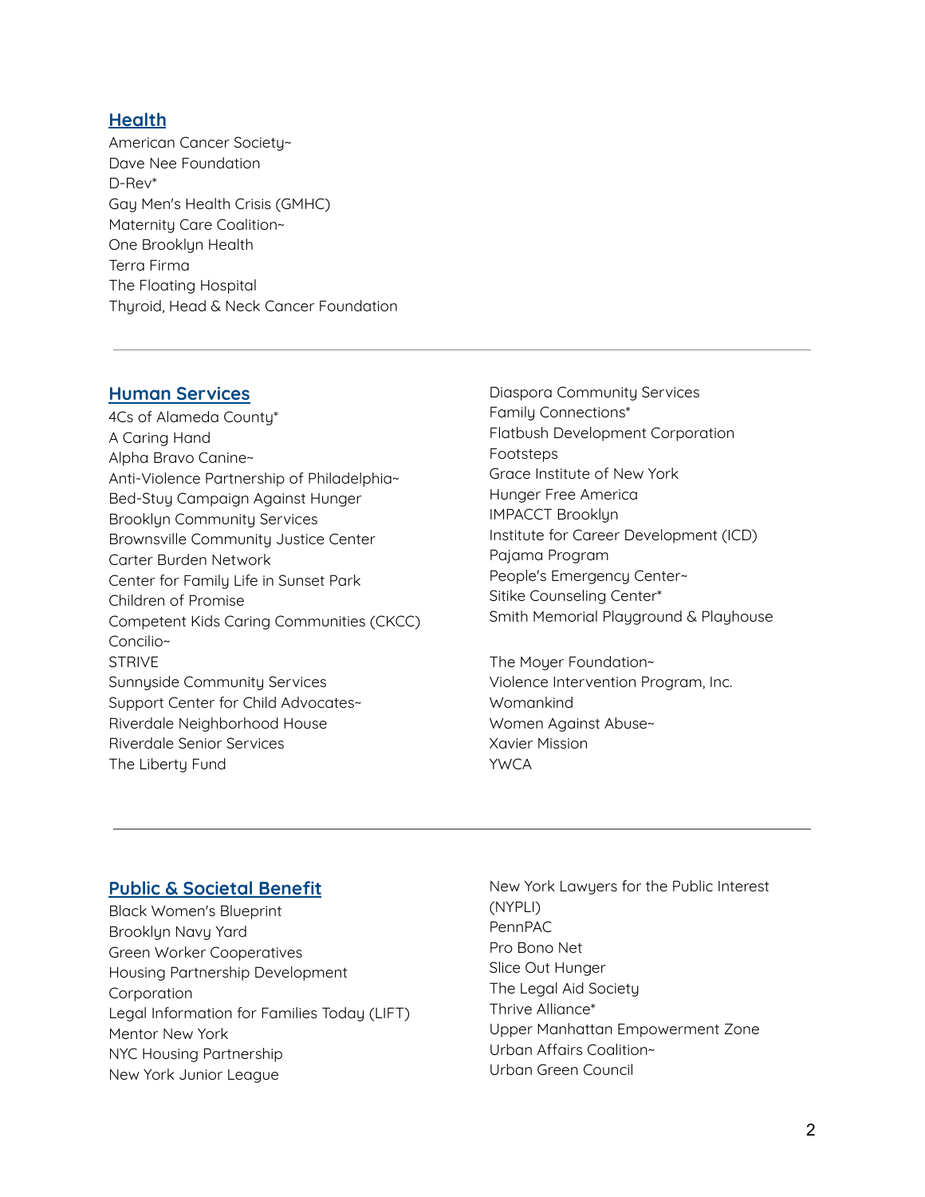## [Health]

American Cancer Society~
Dave Nee Foundation
D-Rev*
Gay Men's Health Crisis (GMHC)
Maternity Care Coalition~
One Brooklyn Health
Terra Firma
The Floating Hospital
Thyroid, Head & Neck Cancer Foundation

---

## [Human Services]

4Cs of Alameda County*
A Caring Hand
Alpha Bravo Canine~
Anti-Violence Partnership of Philadelphia~
Bed-Stuy Campaign Against Hunger
Brooklyn Community Services
Brownsville Community Justice Center
Carter Burden Network
Center for Family Life in Sunset Park
Children of Promise
Competent Kids Caring Communities (CKCC)
Concilio~
STRIVE
Sunnyside Community Services
Support Center for Child Advocates~
Riverdale Neighborhood House
Riverdale Senior Services
The Liberty Fund
Diaspora Community Services
Family Connections*
Flatbush Development Corporation
Footsteps
Grace Institute of New York
Hunger Free America
IMPACCT Brooklyn
Institute for Career Development (ICD)
Pajama Program
People's Emergency Center~
Sitike Counseling Center*
Smith Memorial Playground & Playhouse

The Moyer Foundation~
Violence Intervention Program, Inc.
Womankind
Women Against Abuse~
Xavier Mission
YWCA

---

## [Public & Societal Benefit]

Black Women's Blueprint
Brooklyn Navy Yard
Green Worker Cooperatives
Housing Partnership Development Corporation
Legal Information for Families Today (LIFT)
Mentor New York
NYC Housing Partnership
New York Junior League
New York Lawyers for the Public Interest (NYPLI)
PennPAC
Pro Bono Net
Slice Out Hunger
The Legal Aid Society
Thrive Alliance*
Upper Manhattan Empowerment Zone
Urban Affairs Coalition~
Urban Green Council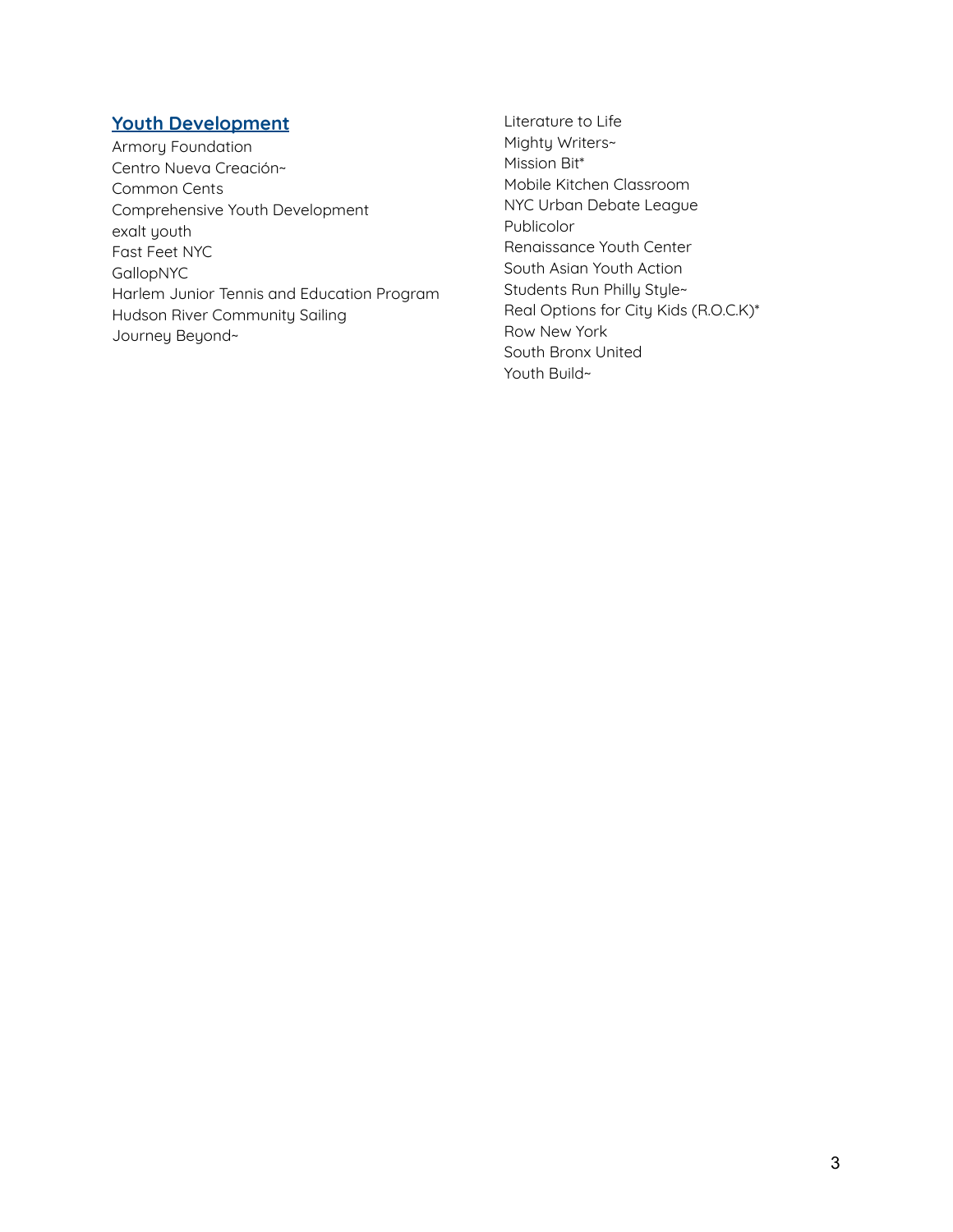## Youth Development

Armory Foundation
Centro Nueva Creación~
Common Cents
Comprehensive Youth Development
exalt youth
Fast Feet NYC
GallopNYC
Harlem Junior Tennis and Education Program
Hudson River Community Sailing
Journey Beyond~
Literature to Life
Mighty Writers~
Mission Bit*
Mobile Kitchen Classroom
NYC Urban Debate League
Publicolor
Renaissance Youth Center
South Asian Youth Action
Students Run Philly Style~
Real Options for City Kids (R.O.C.K)*
Row New York
South Bronx United
Youth Build~